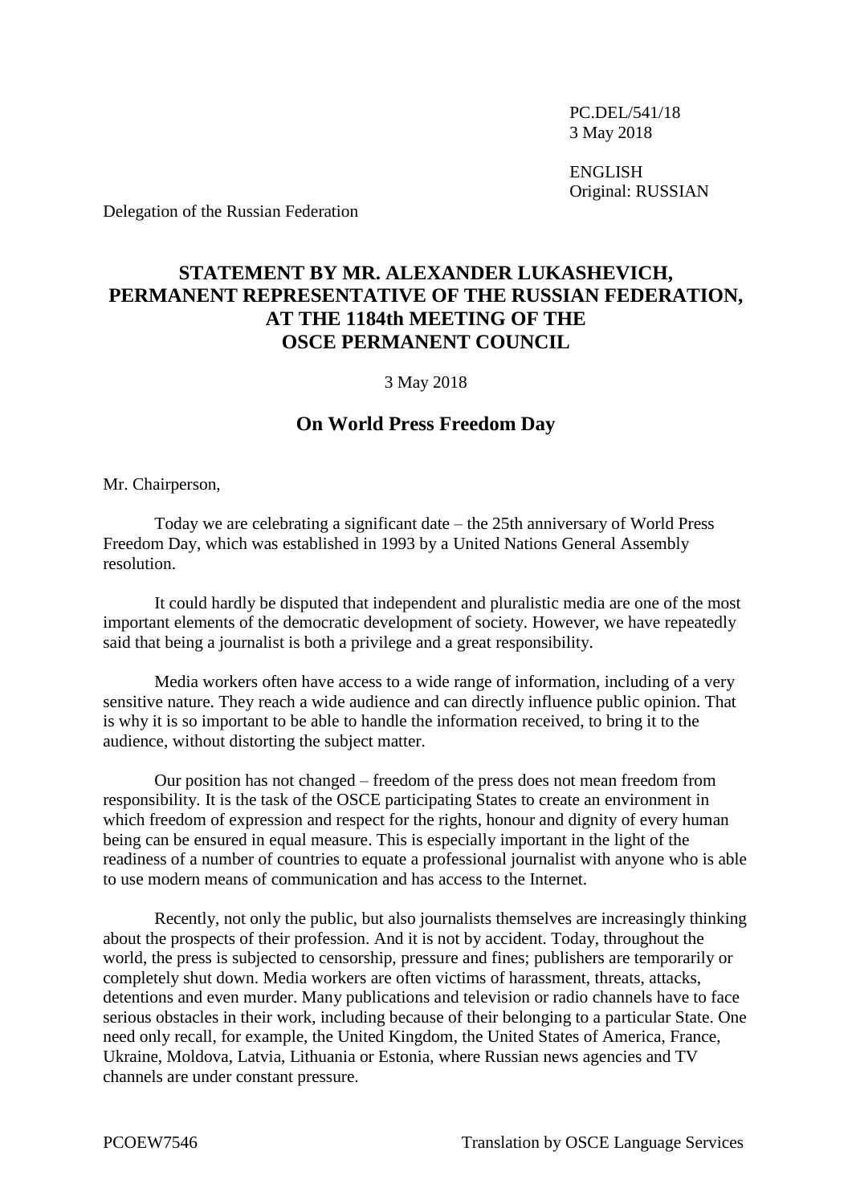PC.DEL/541/18
3 May 2018

ENGLISH
Original: RUSSIAN

Delegation of the Russian Federation

# STATEMENT BY MR. ALEXANDER LUKASHEVICH, PERMANENT REPRESENTATIVE OF THE RUSSIAN FEDERATION, AT THE 1184th MEETING OF THE OSCE PERMANENT COUNCIL

3 May 2018

## On World Press Freedom Day

Mr. Chairperson,

Today we are celebrating a significant date – the 25th anniversary of World Press Freedom Day, which was established in 1993 by a United Nations General Assembly resolution.

It could hardly be disputed that independent and pluralistic media are one of the most important elements of the democratic development of society. However, we have repeatedly said that being a journalist is both a privilege and a great responsibility.

Media workers often have access to a wide range of information, including of a very sensitive nature. They reach a wide audience and can directly influence public opinion. That is why it is so important to be able to handle the information received, to bring it to the audience, without distorting the subject matter.

Our position has not changed – freedom of the press does not mean freedom from responsibility. It is the task of the OSCE participating States to create an environment in which freedom of expression and respect for the rights, honour and dignity of every human being can be ensured in equal measure. This is especially important in the light of the readiness of a number of countries to equate a professional journalist with anyone who is able to use modern means of communication and has access to the Internet.

Recently, not only the public, but also journalists themselves are increasingly thinking about the prospects of their profession. And it is not by accident. Today, throughout the world, the press is subjected to censorship, pressure and fines; publishers are temporarily or completely shut down. Media workers are often victims of harassment, threats, attacks, detentions and even murder. Many publications and television or radio channels have to face serious obstacles in their work, including because of their belonging to a particular State. One need only recall, for example, the United Kingdom, the United States of America, France, Ukraine, Moldova, Latvia, Lithuania or Estonia, where Russian news agencies and TV channels are under constant pressure.

PCOEW7546 Translation by OSCE Language Services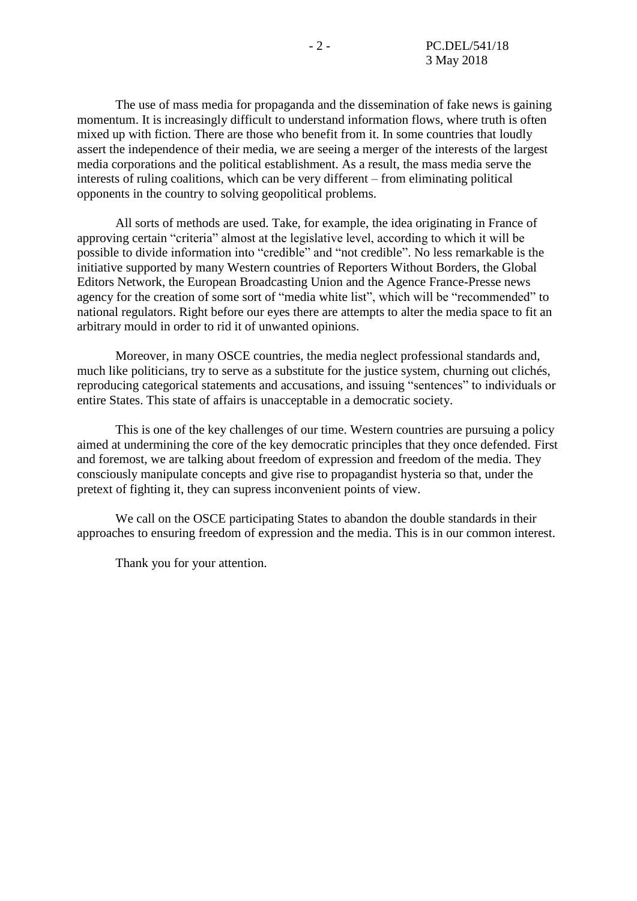The use of mass media for propaganda and the dissemination of fake news is gaining momentum. It is increasingly difficult to understand information flows, where truth is often mixed up with fiction. There are those who benefit from it. In some countries that loudly assert the independence of their media, we are seeing a merger of the interests of the largest media corporations and the political establishment. As a result, the mass media serve the interests of ruling coalitions, which can be very different – from eliminating political opponents in the country to solving geopolitical problems.

All sorts of methods are used. Take, for example, the idea originating in France of approving certain "criteria" almost at the legislative level, according to which it will be possible to divide information into "credible" and "not credible". No less remarkable is the initiative supported by many Western countries of Reporters Without Borders, the Global Editors Network, the European Broadcasting Union and the Agence France-Presse news agency for the creation of some sort of "media white list", which will be "recommended" to national regulators. Right before our eyes there are attempts to alter the media space to fit an arbitrary mould in order to rid it of unwanted opinions.

Moreover, in many OSCE countries, the media neglect professional standards and, much like politicians, try to serve as a substitute for the justice system, churning out clichés, reproducing categorical statements and accusations, and issuing "sentences" to individuals or entire States. This state of affairs is unacceptable in a democratic society.

This is one of the key challenges of our time. Western countries are pursuing a policy aimed at undermining the core of the key democratic principles that they once defended. First and foremost, we are talking about freedom of expression and freedom of the media. They consciously manipulate concepts and give rise to propagandist hysteria so that, under the pretext of fighting it, they can supress inconvenient points of view.

We call on the OSCE participating States to abandon the double standards in their approaches to ensuring freedom of expression and the media. This is in our common interest.

Thank you for your attention.